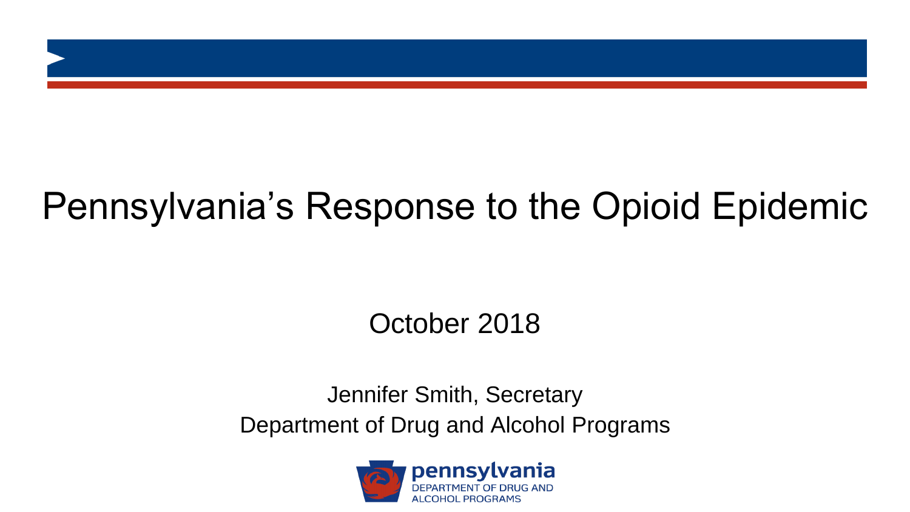# Pennsylvania's Response to the Opioid Epidemic

October 2018

Jennifer Smith, Secretary
Department of Drug and Alcohol Programs

pennsylvania
DEPARTMENT OF DRUG AND ALCOHOL PROGRAMS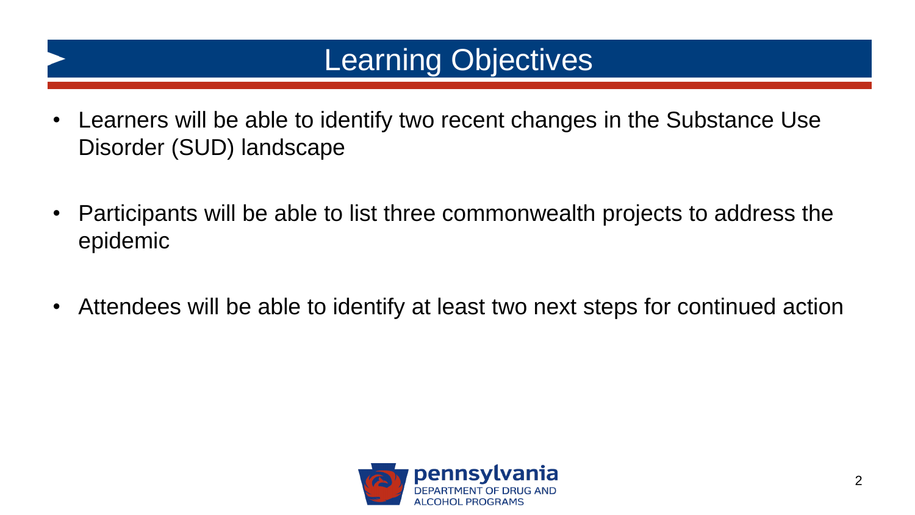# Learning Objectives

- Learners will be able to identify two recent changes in the Substance Use Disorder (SUD) landscape
- Participants will be able to list three commonwealth projects to address the epidemic
- Attendees will be able to identify at least two next steps for continued action

pennsylvania
DEPARTMENT OF DRUG AND ALCOHOL PROGRAMS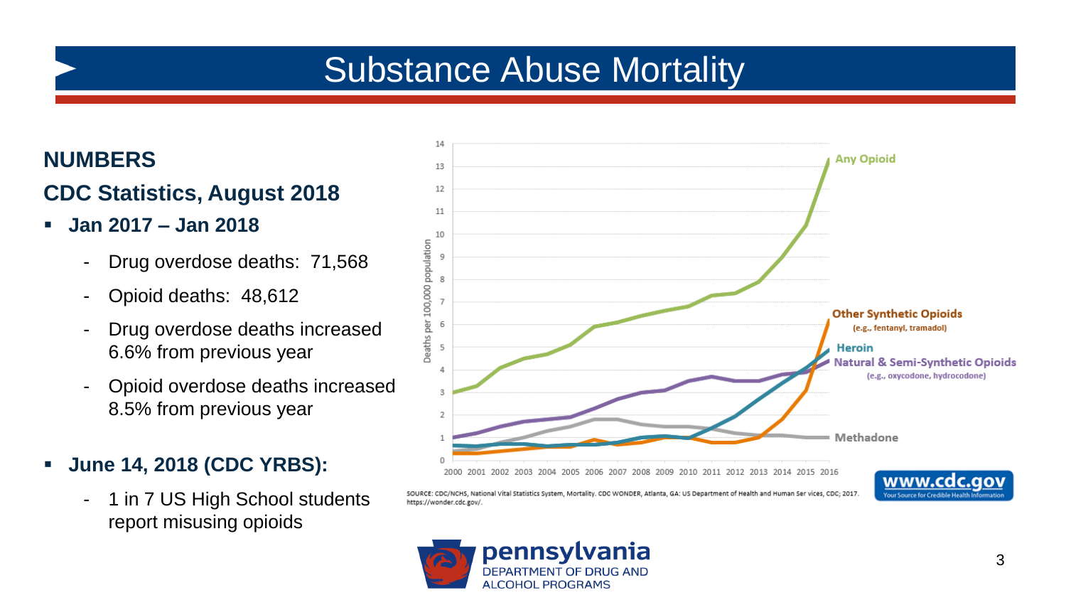# Substance Abuse Mortality

**NUMBERS**

**CDC Statistics, August 2018**

- **Jan 2017 – Jan 2018**
  - Drug overdose deaths: 71,568
  - Opioid deaths: 48,612
  - Drug overdose deaths increased 6.6% from previous year
  - Opioid overdose deaths increased 8.5% from previous year

- **June 14, 2018 (CDC YRBS):**
  - 1 in 7 US High School students report misusing opioids

SOURCE: CDC/NCHS, National Vital Statistics System, Mortality. CDC WONDER, Atlanta, GA: US Department of Health and Human Services, CDC; 2017. https://wonder.cdc.gov/.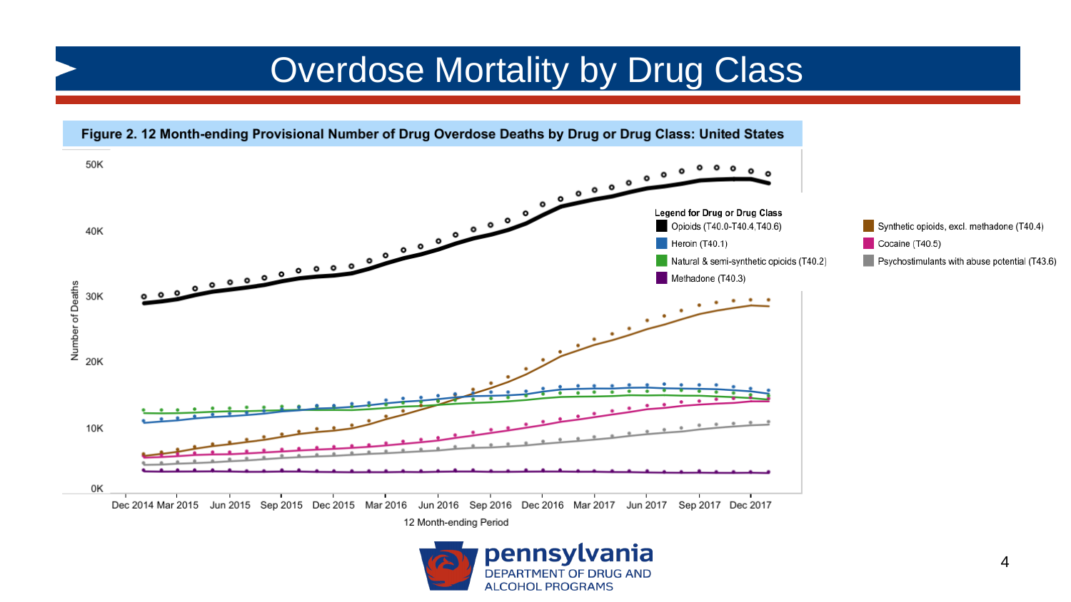# Overdose Mortality by Drug Class

**Figure 2. 12 Month-ending Provisional Number of Drug Overdose Deaths by Drug or Drug Class: United States**

Legend for Drug or Drug Class:
- Opioids (T40.0-T40.4,T40.6)
- Heroin (T40.1)
- Natural & semi-synthetic opioids (T40.2)
- Methadone (T40.3)
- Synthetic opioids, excl. methadone (T40.4)
- Cocaine (T40.5)
- Psychostimulants with abuse potential (T43.6)

Y-axis: Number of Deaths (0K, 10K, 20K, 30K, 40K, 50K)

X-axis: 12 Month-ending Period (Dec 2014, Mar 2015, Jun 2015, Sep 2015, Dec 2015, Mar 2016, Jun 2016, Sep 2016, Dec 2016, Mar 2017, Jun 2017, Sep 2017, Dec 2017)

pennsylvania
DEPARTMENT OF DRUG AND ALCOHOL PROGRAMS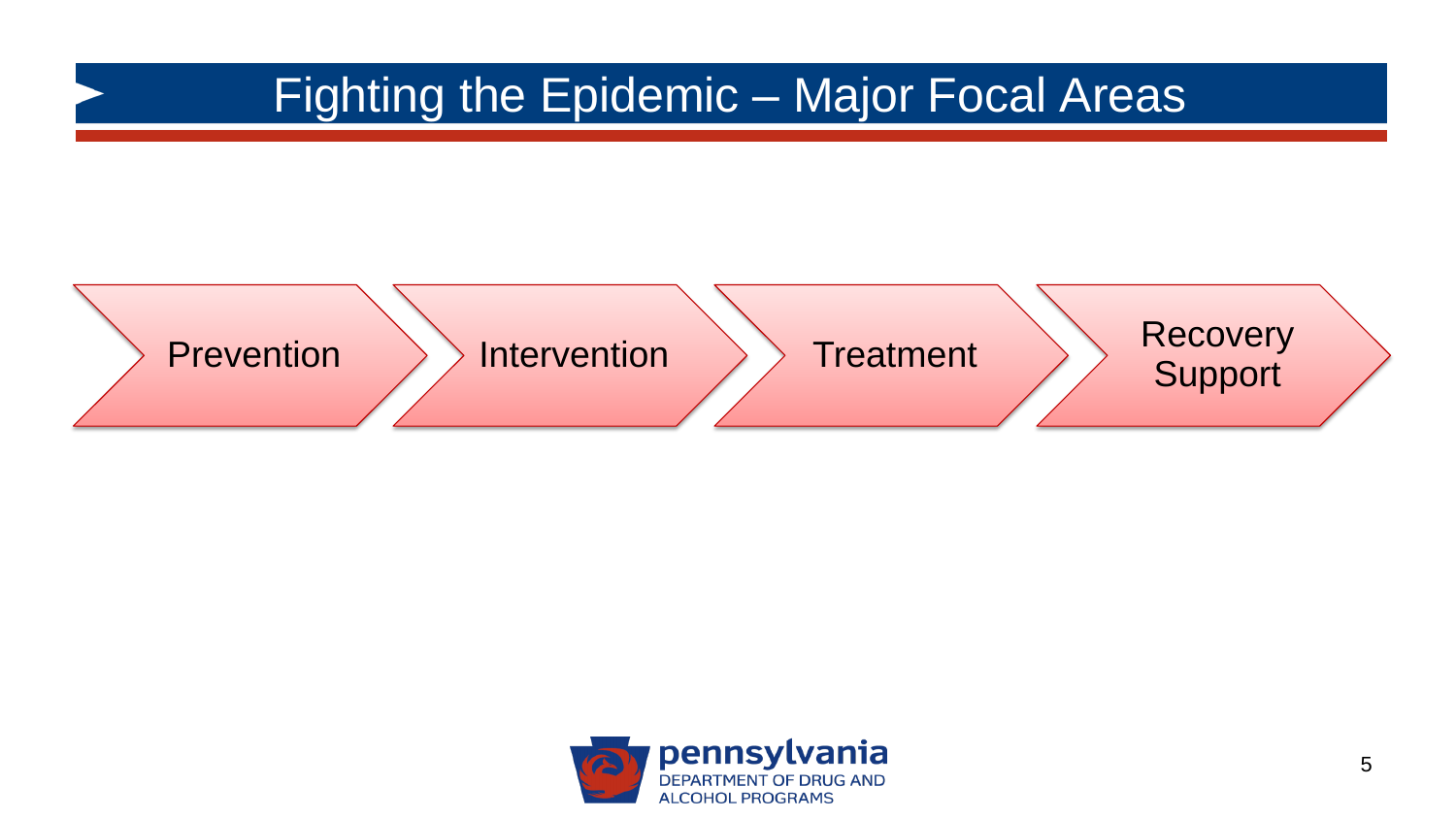# Fighting the Epidemic – Major Focal Areas

- Prevention
- Intervention
- Treatment
- Recovery Support

pennsylvania
DEPARTMENT OF DRUG AND ALCOHOL PROGRAMS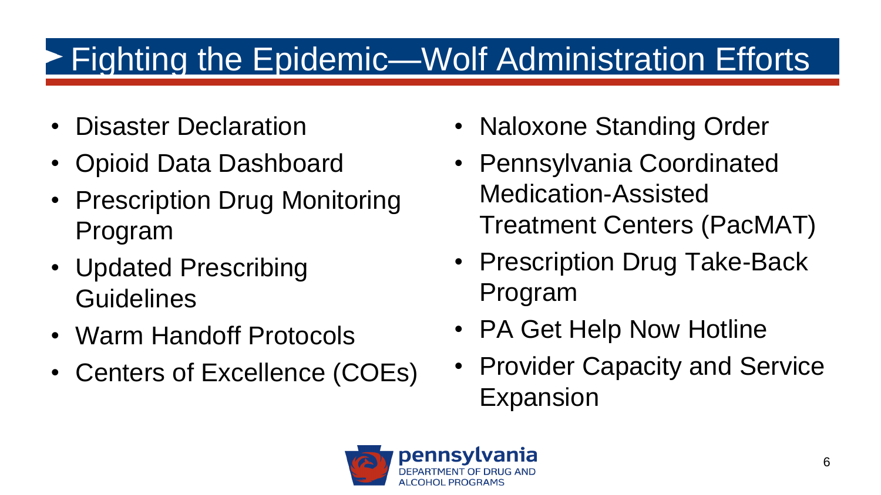# Fighting the Epidemic—Wolf Administration Efforts

- Disaster Declaration
- Opioid Data Dashboard
- Prescription Drug Monitoring Program
- Updated Prescribing Guidelines
- Warm Handoff Protocols
- Centers of Excellence (COEs)
- Naloxone Standing Order
- Pennsylvania Coordinated Medication-Assisted Treatment Centers (PacMAT)
- Prescription Drug Take-Back Program
- PA Get Help Now Hotline
- Provider Capacity and Service Expansion

pennsylvania DEPARTMENT OF DRUG AND ALCOHOL PROGRAMS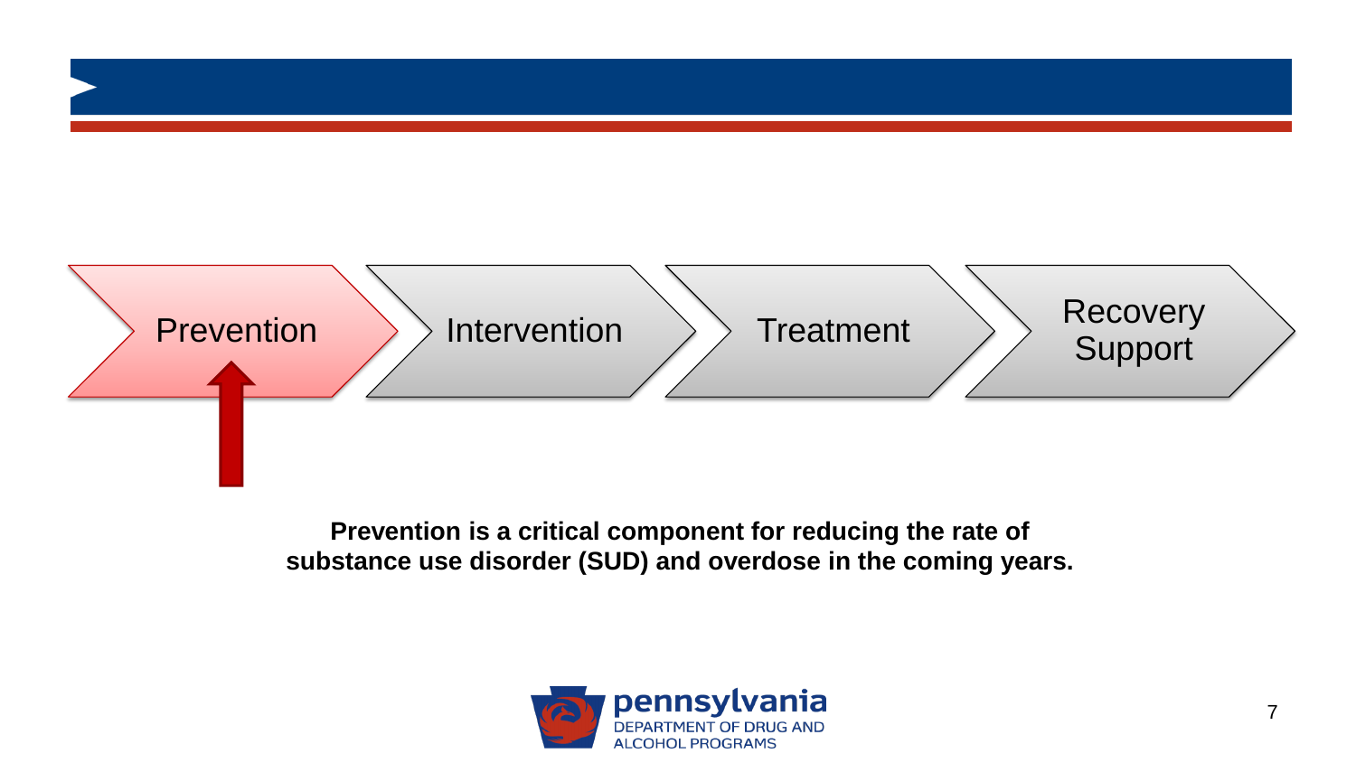Prevention → Intervention → Treatment → Recovery Support

**Prevention is a critical component for reducing the rate of substance use disorder (SUD) and overdose in the coming years.**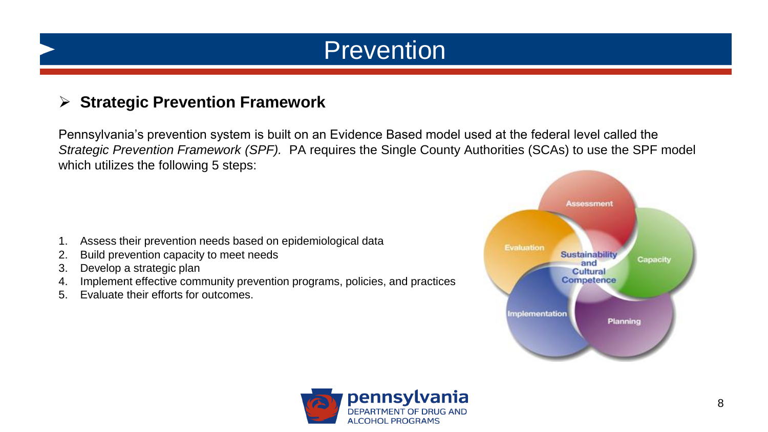# Prevention

## Strategic Prevention Framework

Pennsylvania's prevention system is built on an Evidence Based model used at the federal level called the *Strategic Prevention Framework (SPF).* PA requires the Single County Authorities (SCAs) to use the SPF model which utilizes the following 5 steps:

1. Assess their prevention needs based on epidemiological data
2. Build prevention capacity to meet needs
3. Develop a strategic plan
4. Implement effective community prevention programs, policies, and practices
5. Evaluate their efforts for outcomes.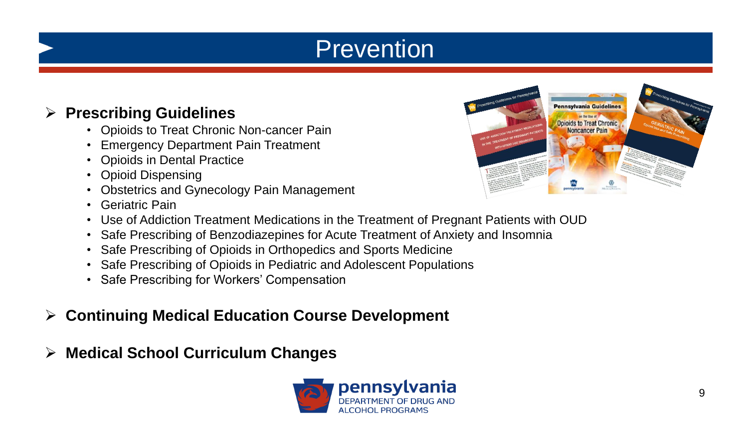# Prevention

- **Prescribing Guidelines**
  - Opioids to Treat Chronic Non-cancer Pain
  - Emergency Department Pain Treatment
  - Opioids in Dental Practice
  - Opioid Dispensing
  - Obstetrics and Gynecology Pain Management
  - Geriatric Pain
  - Use of Addiction Treatment Medications in the Treatment of Pregnant Patients with OUD
  - Safe Prescribing of Benzodiazepines for Acute Treatment of Anxiety and Insomnia
  - Safe Prescribing of Opioids in Orthopedics and Sports Medicine
  - Safe Prescribing of Opioids in Pediatric and Adolescent Populations
  - Safe Prescribing for Workers' Compensation
- **Continuing Medical Education Course Development**
- **Medical School Curriculum Changes**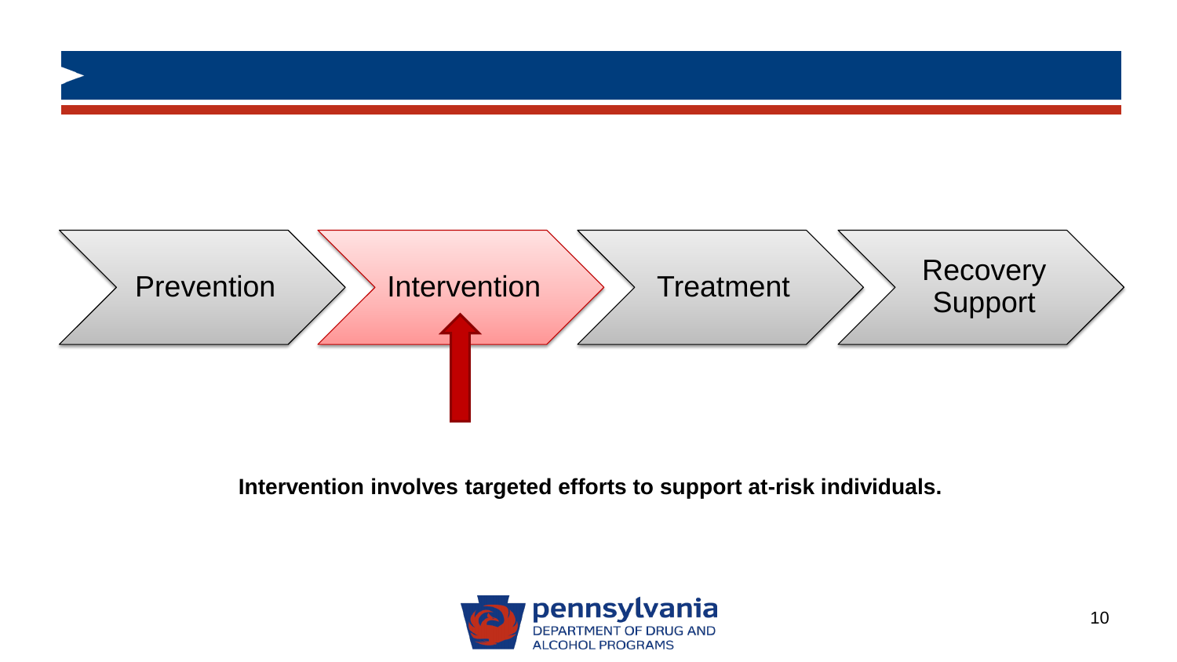Prevention → **Intervention** → Treatment → Recovery Support

**Intervention involves targeted efforts to support at-risk individuals.**

pennsylvania
DEPARTMENT OF DRUG AND ALCOHOL PROGRAMS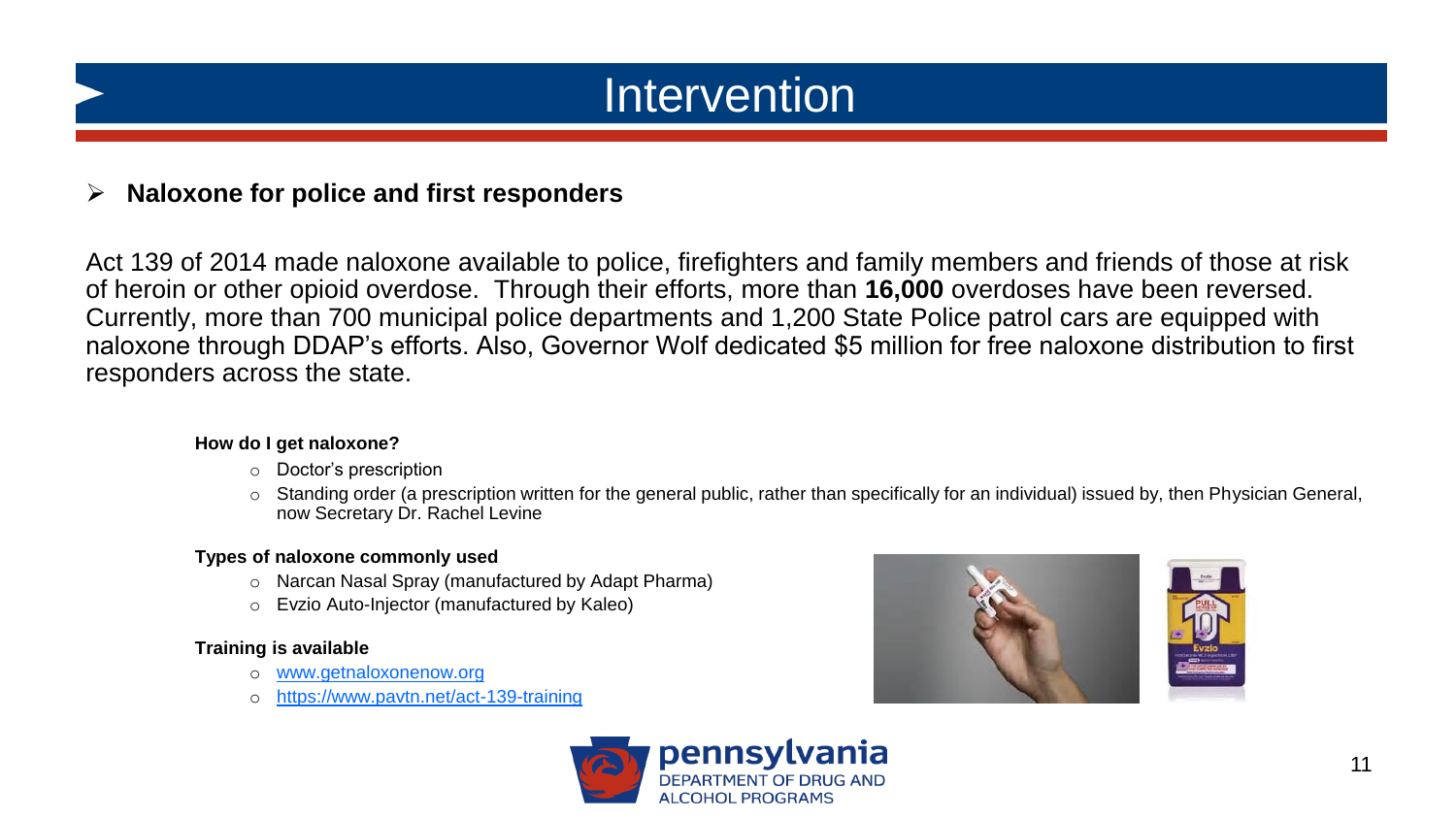# Intervention

- **Naloxone for police and first responders**

Act 139 of 2014 made naloxone available to police, firefighters and family members and friends of those at risk of heroin or other opioid overdose. Through their efforts, more than **16,000** overdoses have been reversed. Currently, more than 700 municipal police departments and 1,200 State Police patrol cars are equipped with naloxone through DDAP's efforts. Also, Governor Wolf dedicated $5 million for free naloxone distribution to first responders across the state.

**How do I get naloxone?**

- Doctor's prescription
- Standing order (a prescription written for the general public, rather than specifically for an individual) issued by, then Physician General, now Secretary Dr. Rachel Levine

**Types of naloxone commonly used**

- Narcan Nasal Spray (manufactured by Adapt Pharma)
- Evzio Auto-Injector (manufactured by Kaleo)

**Training is available**

- www.getnaloxonenow.org
- https://www.pavtn.net/act-139-training

pennsylvania DEPARTMENT OF DRUG AND ALCOHOL PROGRAMS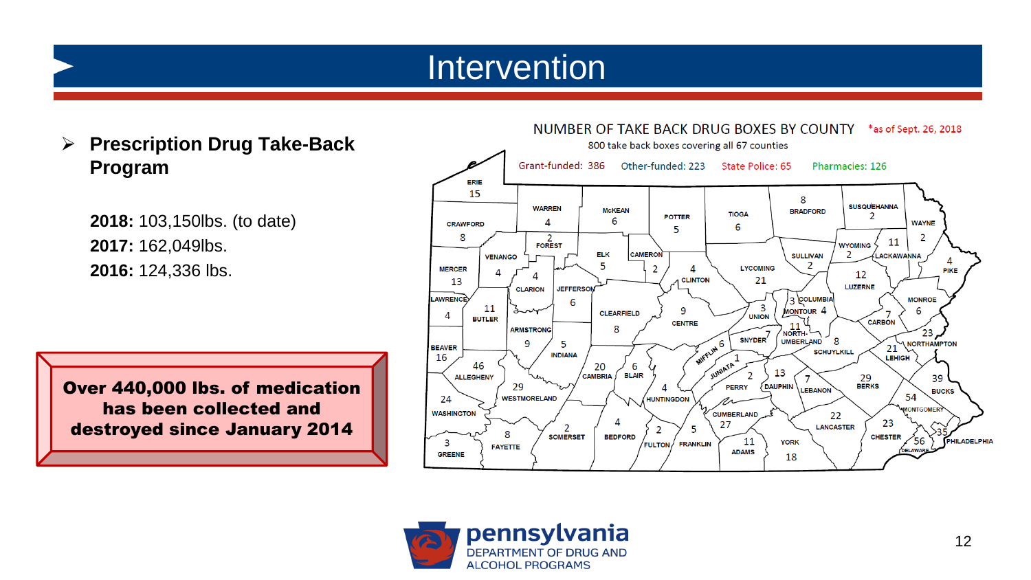# Intervention

- **Prescription Drug Take-Back Program**

**2018:** 103,150lbs. (to date)
**2017:** 162,049lbs.
**2016:** 124,336 lbs.

**Over 440,000 lbs. of medication has been collected and destroyed since January 2014**

NUMBER OF TAKE BACK DRUG BOXES BY COUNTY *as of Sept. 26, 2018

800 take back boxes covering all 67 counties

Grant-funded: 386 Other-funded: 223 State Police: 65 Pharmacies: 126

| County | Boxes |
|---|---|
| Erie | 15 |
| Crawford | 8 |
| Warren | 4 |
| McKean | 6 |
| Potter | 5 |
| Tioga | 6 |
| Bradford | 8 |
| Susquehanna | 2 |
| Wayne | 2 |
| Mercer | 13 |
| Venango | 4 |
| Forest | 2 |
| Elk | 5 |
| Cameron | 2 |
| Clinton | 4 |
| Lycoming | 21 |
| Sullivan | 2 |
| Wyoming | 2 |
| Lackawanna | 11 |
| Pike | 4 |
| Lawrence | 4 |
| Butler | 11 |
| Clarion | 4 |
| Jefferson | 6 |
| Clearfield | 8 |
| Centre | 9 |
| Union | 3 |
| Montour | 4 |
| Columbia | 3 |
| Luzerne | 12 |
| Monroe | 6 |
| Carbon | 7 |
| Beaver | 16 |
| Allegheny | 46 |
| Armstrong | 9 |
| Indiana | 5 |
| Cambria | 20 |
| Blair | 6 |
| Mifflin | 6 |
| Snyder | 7 |
| Northumberland | 11 |
| Schuylkill | 8 |
| Northampton | 23 |
| Lehigh | 21 |
| Juniata | 1 |
| Perry | 2 |
| Dauphin | 13 |
| Lebanon | 7 |
| Berks | 29 |
| Bucks | 39 |
| Montgomery | 54 |
| Washington | 24 |
| Westmoreland | 29 |
| Huntingdon | 4 |
| Cumberland | 27 |
| Lancaster | 22 |
| Chester | 23 |
| Delaware | 56 |
| Philadelphia | 35 |
| Greene | 3 |
| Fayette | 8 |
| Somerset | 2 |
| Bedford | 4 |
| Fulton | 2 |
| Franklin | 5 |
| Adams | 11 |
| York | 18 |

pennsylvania DEPARTMENT OF DRUG AND ALCOHOL PROGRAMS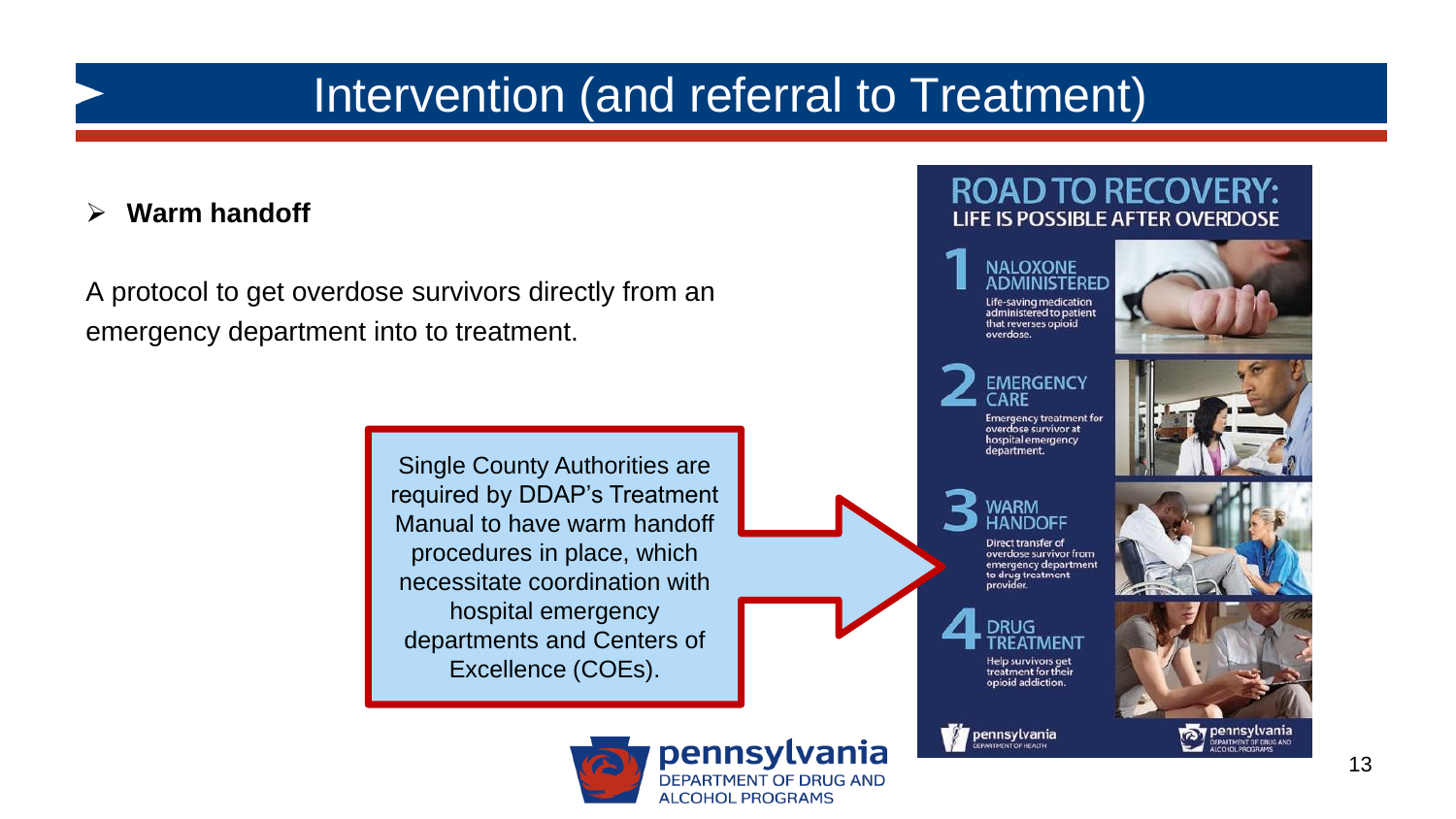# Intervention (and referral to Treatment)

- **Warm handoff**

A protocol to get overdose survivors directly from an emergency department into to treatment.

Single County Authorities are required by DDAP's Treatment Manual to have warm handoff procedures in place, which necessitate coordination with hospital emergency departments and Centers of Excellence (COEs).

## ROAD TO RECOVERY: LIFE IS POSSIBLE AFTER OVERDOSE

1. **NALOXONE ADMINISTERED** – Life-saving medication administered to patient that reverses opioid overdose.
2. **EMERGENCY CARE** – Emergency treatment for overdose survivor at hospital emergency department.
3. **WARM HANDOFF** – Direct transfer of overdose survivor from emergency department to drug treatment provider.
4. **DRUG TREATMENT** – Help survivors get treatment for their opioid addiction.

pennsylvania DEPARTMENT OF HEALTH

pennsylvania DEPARTMENT OF DRUG AND ALCOHOL PROGRAMS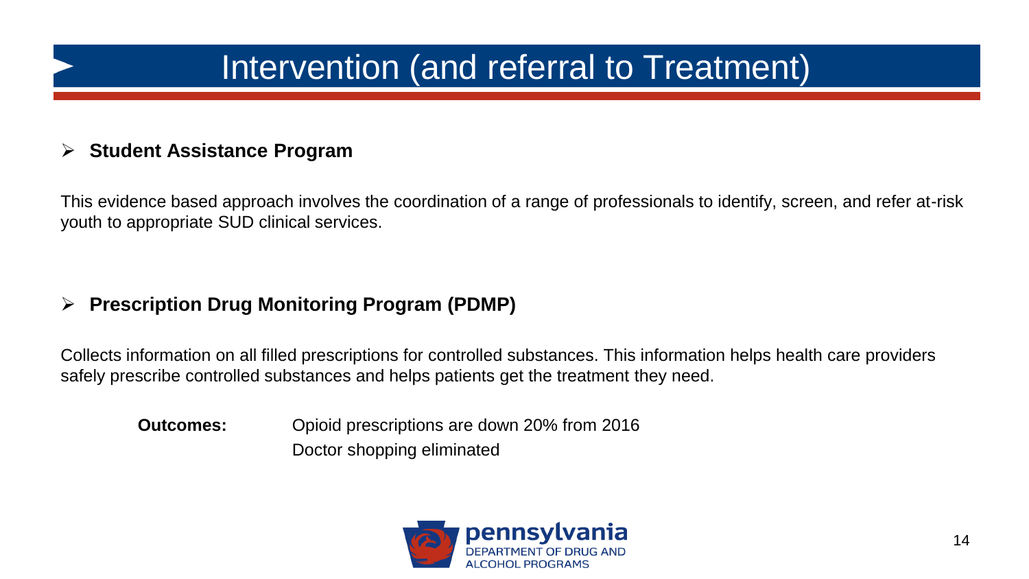# Intervention (and referral to Treatment)

- **Student Assistance Program**

This evidence based approach involves the coordination of a range of professionals to identify, screen, and refer at-risk youth to appropriate SUD clinical services.

- **Prescription Drug Monitoring Program (PDMP)**

Collects information on all filled prescriptions for controlled substances. This information helps health care providers safely prescribe controlled substances and helps patients get the treatment they need.

**Outcomes:** Opioid prescriptions are down 20% from 2016
Doctor shopping eliminated

pennsylvania
DEPARTMENT OF DRUG AND ALCOHOL PROGRAMS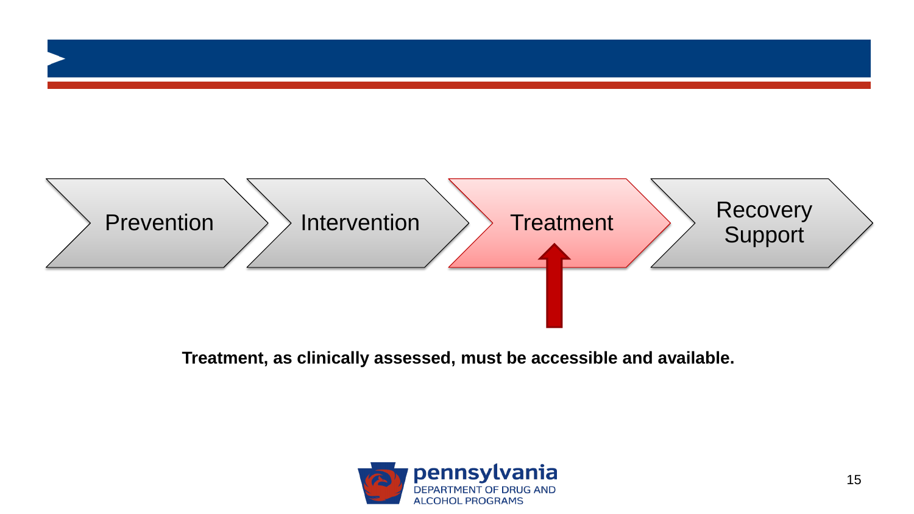Prevention → Intervention → **Treatment** → Recovery Support

**Treatment, as clinically assessed, must be accessible and available.**

pennsylvania
DEPARTMENT OF DRUG AND ALCOHOL PROGRAMS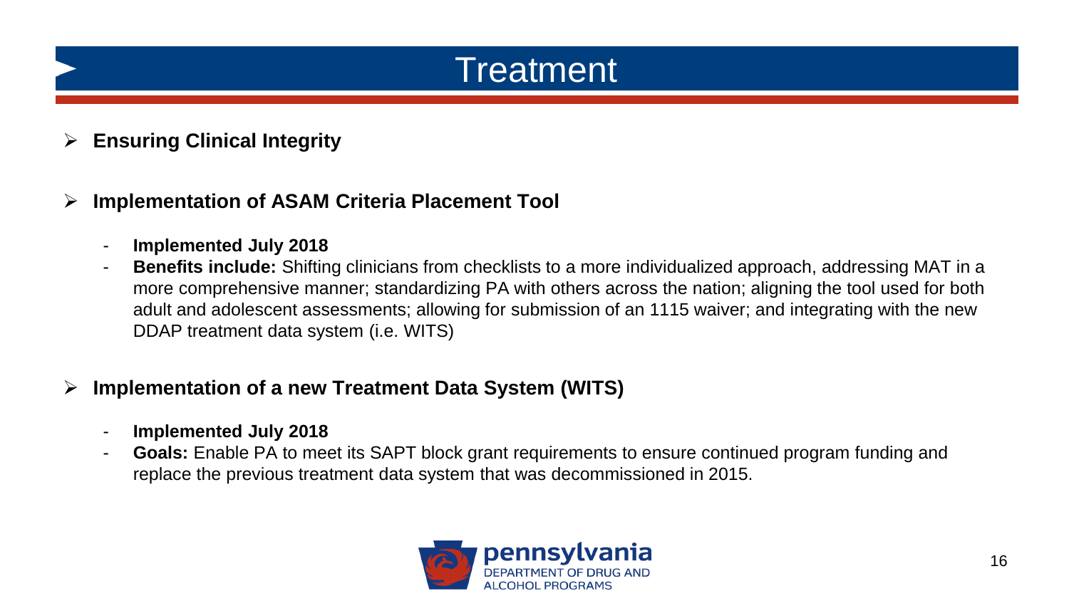# Treatment

- **Ensuring Clinical Integrity**

- **Implementation of ASAM Criteria Placement Tool**
  - **Implemented July 2018**
  - **Benefits include:** Shifting clinicians from checklists to a more individualized approach, addressing MAT in a more comprehensive manner; standardizing PA with others across the nation; aligning the tool used for both adult and adolescent assessments; allowing for submission of an 1115 waiver; and integrating with the new DDAP treatment data system (i.e. WITS)

- **Implementation of a new Treatment Data System (WITS)**
  - **Implemented July 2018**
  - **Goals:** Enable PA to meet its SAPT block grant requirements to ensure continued program funding and replace the previous treatment data system that was decommissioned in 2015.

pennsylvania
DEPARTMENT OF DRUG AND ALCOHOL PROGRAMS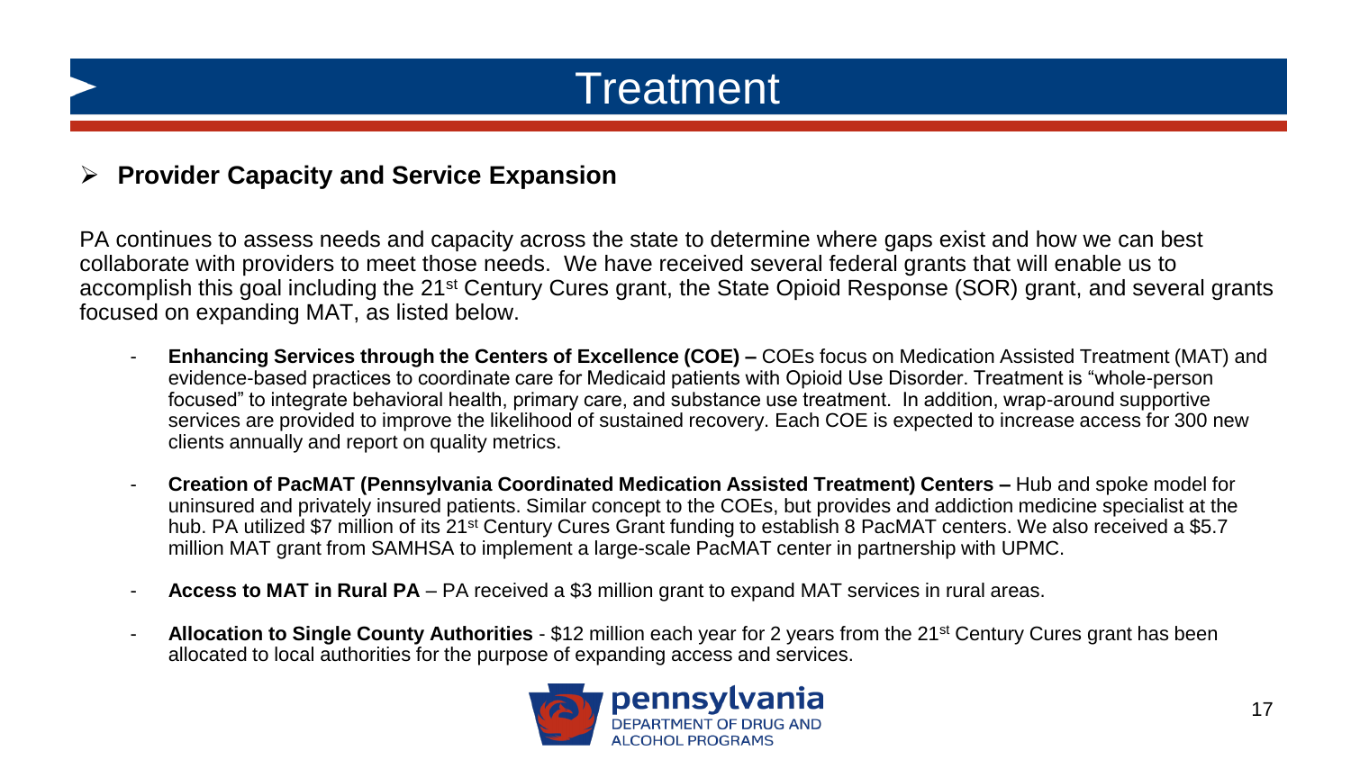# Treatment

## Provider Capacity and Service Expansion

PA continues to assess needs and capacity across the state to determine where gaps exist and how we can best collaborate with providers to meet those needs. We have received several federal grants that will enable us to accomplish this goal including the 21st Century Cures grant, the State Opioid Response (SOR) grant, and several grants focused on expanding MAT, as listed below.

- **Enhancing Services through the Centers of Excellence (COE) –** COEs focus on Medication Assisted Treatment (MAT) and evidence-based practices to coordinate care for Medicaid patients with Opioid Use Disorder. Treatment is "whole-person focused" to integrate behavioral health, primary care, and substance use treatment. In addition, wrap-around supportive services are provided to improve the likelihood of sustained recovery. Each COE is expected to increase access for 300 new clients annually and report on quality metrics.

- **Creation of PacMAT (Pennsylvania Coordinated Medication Assisted Treatment) Centers –** Hub and spoke model for uninsured and privately insured patients. Similar concept to the COEs, but provides and addiction medicine specialist at the hub. PA utilized $7 million of its 21st Century Cures Grant funding to establish 8 PacMAT centers. We also received a $5.7 million MAT grant from SAMHSA to implement a large-scale PacMAT center in partnership with UPMC.

- **Access to MAT in Rural PA** – PA received a $3 million grant to expand MAT services in rural areas.

- **Allocation to Single County Authorities** - $12 million each year for 2 years from the 21st Century Cures grant has been allocated to local authorities for the purpose of expanding access and services.

pennsylvania
DEPARTMENT OF DRUG AND ALCOHOL PROGRAMS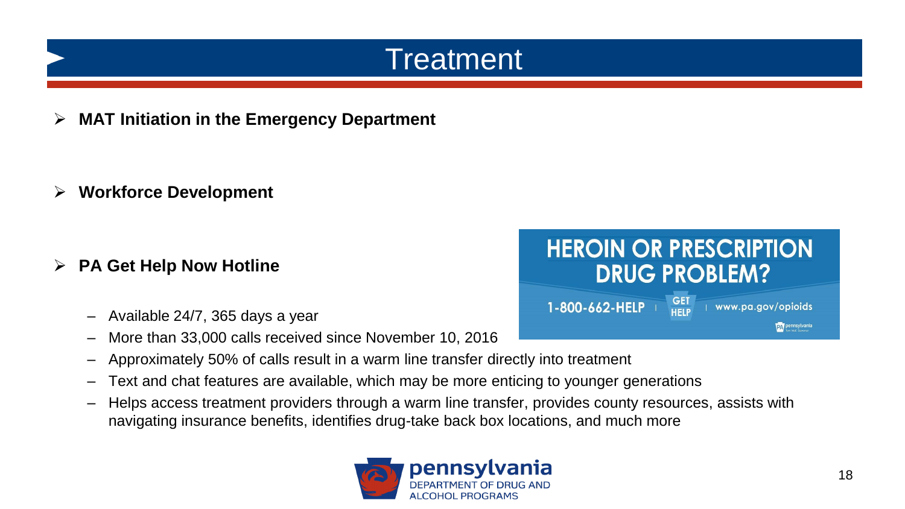# Treatment

- **MAT Initiation in the Emergency Department**

- **Workforce Development**

- **PA Get Help Now Hotline**
  - Available 24/7, 365 days a year
  - More than 33,000 calls received since November 10, 2016
  - Approximately 50% of calls result in a warm line transfer directly into treatment
  - Text and chat features are available, which may be more enticing to younger generations
  - Helps access treatment providers through a warm line transfer, provides county resources, assists with navigating insurance benefits, identifies drug-take back box locations, and much more

HEROIN OR PRESCRIPTION DRUG PROBLEM?

1-800-662-HELP | GET HELP | www.pa.gov/opioids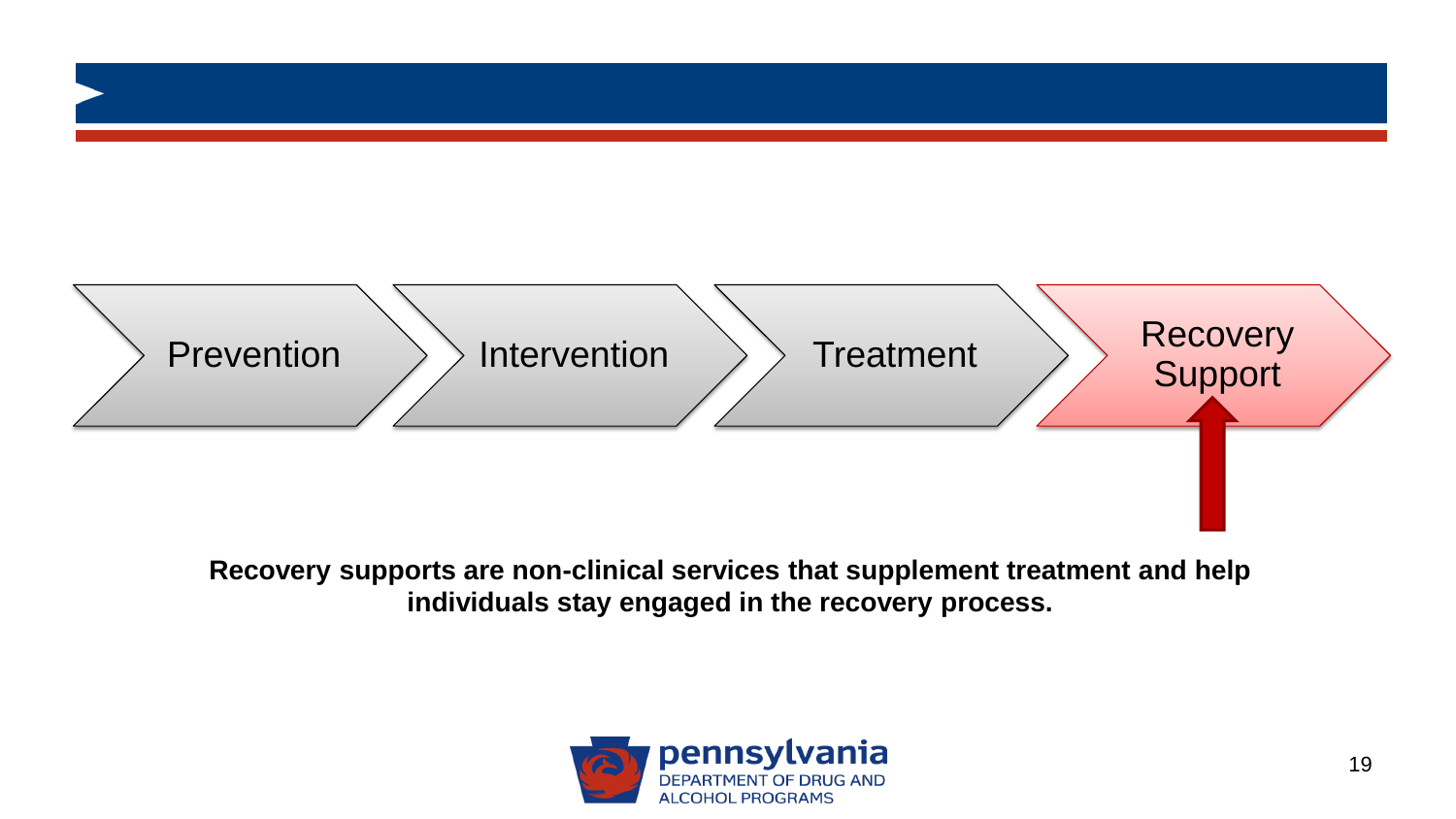Prevention → Intervention → Treatment → Recovery Support

**Recovery supports are non-clinical services that supplement treatment and help individuals stay engaged in the recovery process.**

pennsylvania
DEPARTMENT OF DRUG AND ALCOHOL PROGRAMS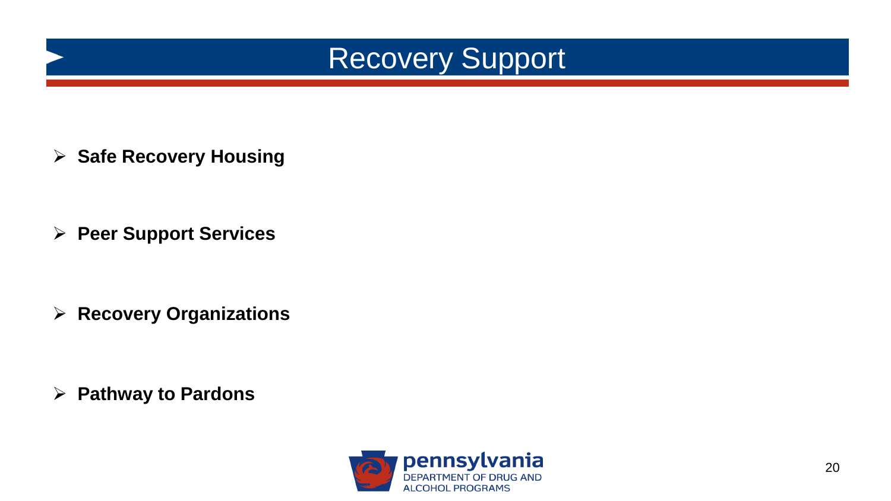# Recovery Support

- **Safe Recovery Housing**
- **Peer Support Services**
- **Recovery Organizations**
- **Pathway to Pardons**

pennsylvania
DEPARTMENT OF DRUG AND ALCOHOL PROGRAMS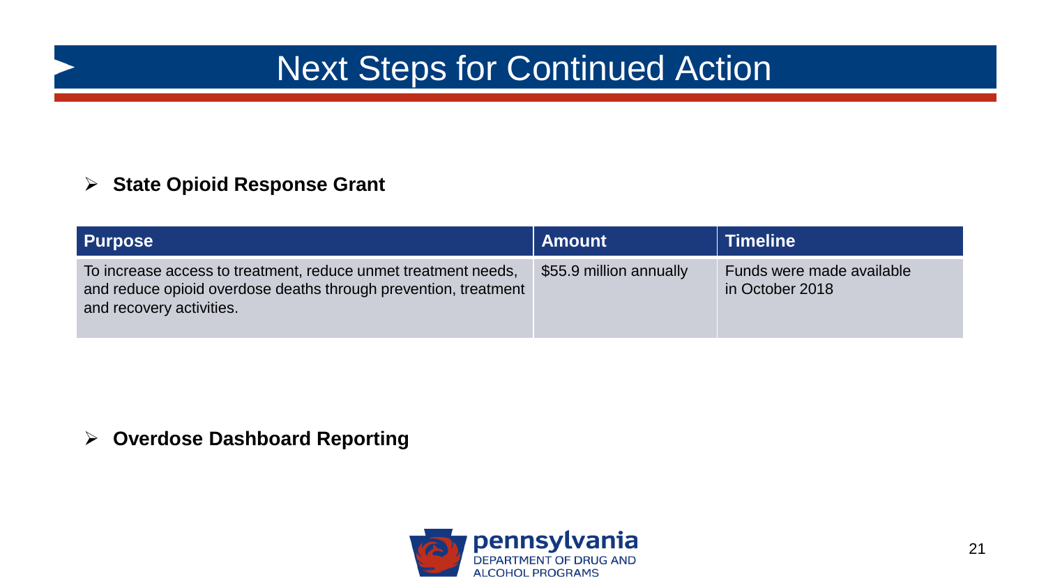# Next Steps for Continued Action

- **State Opioid Response Grant**

| Purpose | Amount | Timeline |
| --- | --- | --- |
| To increase access to treatment, reduce unmet treatment needs, and reduce opioid overdose deaths through prevention, treatment and recovery activities. | $55.9 million annually | Funds were made available in October 2018 |

- **Overdose Dashboard Reporting**

pennsylvania
DEPARTMENT OF DRUG AND ALCOHOL PROGRAMS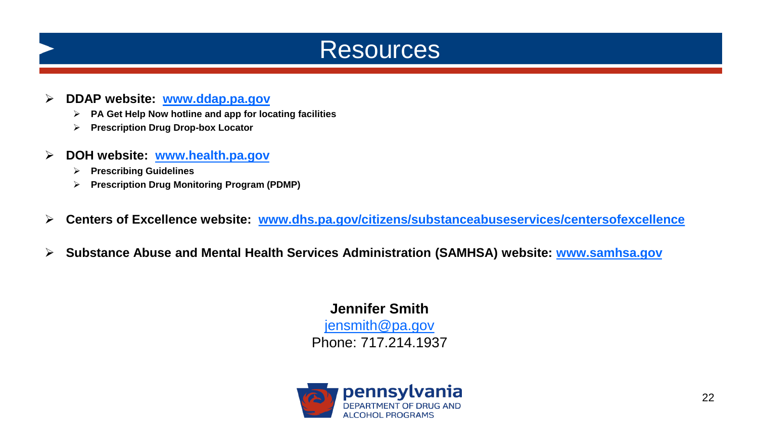# Resources

- **DDAP website: [www.ddap.pa.gov](http://www.ddap.pa.gov)**
  - **PA Get Help Now hotline and app for locating facilities**
  - **Prescription Drug Drop-box Locator**

- **DOH website: [www.health.pa.gov](http://www.health.pa.gov)**
  - **Prescribing Guidelines**
  - **Prescription Drug Monitoring Program (PDMP)**

- **Centers of Excellence website: [www.dhs.pa.gov/citizens/substanceabuseservices/centersofexcellence](http://www.dhs.pa.gov/citizens/substanceabuseservices/centersofexcellence)**

- **Substance Abuse and Mental Health Services Administration (SAMHSA) website: [www.samhsa.gov](http://www.samhsa.gov)**

**Jennifer Smith**
[jensmith@pa.gov](mailto:jensmith@pa.gov)
Phone: 717.214.1937

pennsylvania
DEPARTMENT OF DRUG AND ALCOHOL PROGRAMS